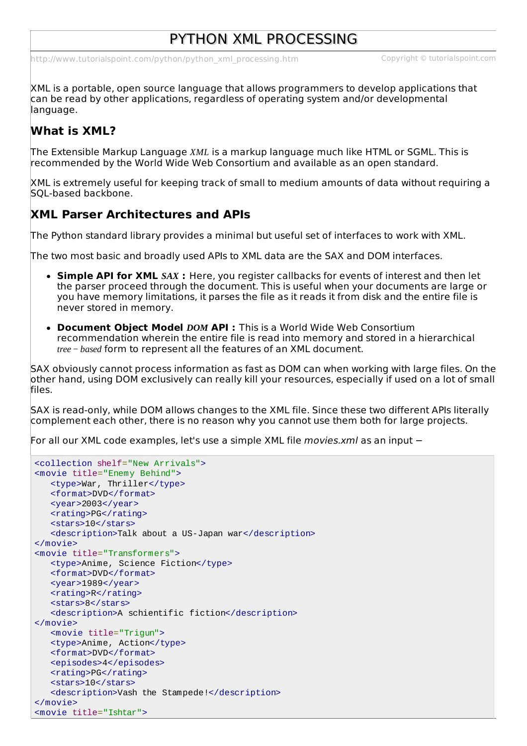# PYTHON XML PROCESSING

http://www.tutorialspoint.com/python/python_xml_processing.htm Copyright © tutorialspoint.com

XML is a portable, open source language that allows programmers to develop applications that can be read by other applications, regardless of operating system and/or developmental language.

## What is XML?

The Extensible Markup Language *XML* is a markup language much like HTML or SGML. This is recommended by the World Wide Web Consortium and available as an open standard.

XML is extremely useful for keeping track of small to medium amounts of data without requiring a SQL-based backbone.

## XML Parser Architectures and APIs

The Python standard library provides a minimal but useful set of interfaces to work with XML.

The two most basic and broadly used APIs to XML data are the SAX and DOM interfaces.

- **Simple API for XML *SAX* :** Here, you register callbacks for events of interest and then let the parser proceed through the document. This is useful when your documents are large or you have memory limitations, it parses the file as it reads it from disk and the entire file is never stored in memory.
- **Document Object Model *DOM* API :** This is a World Wide Web Consortium recommendation wherein the entire file is read into memory and stored in a hierarchical *tree − based* form to represent all the features of an XML document.

SAX obviously cannot process information as fast as DOM can when working with large files. On the other hand, using DOM exclusively can really kill your resources, especially if used on a lot of small files.

SAX is read-only, while DOM allows changes to the XML file. Since these two different APIs literally complement each other, there is no reason why you cannot use them both for large projects.

For all our XML code examples, let's use a simple XML file *movies.xml* as an input −

```
<collection shelf="New Arrivals">
<movie title="Enemy Behind">
   <type>War, Thriller</type>
   <format>DVD</format>
   <year>2003</year>
   <rating>PG</rating>
   <stars>10</stars>
   <description>Talk about a US-Japan war</description>
</movie>
<movie title="Transformers">
   <type>Anime, Science Fiction</type>
   <format>DVD</format>
   <year>1989</year>
   <rating>R</rating>
   <stars>8</stars>
   <description>A schientific fiction</description>
</movie>
   <movie title="Trigun">
   <type>Anime, Action</type>
   <format>DVD</format>
   <episodes>4</episodes>
   <rating>PG</rating>
   <stars>10</stars>
   <description>Vash the Stampede!</description>
</movie>
<movie title="Ishtar">
```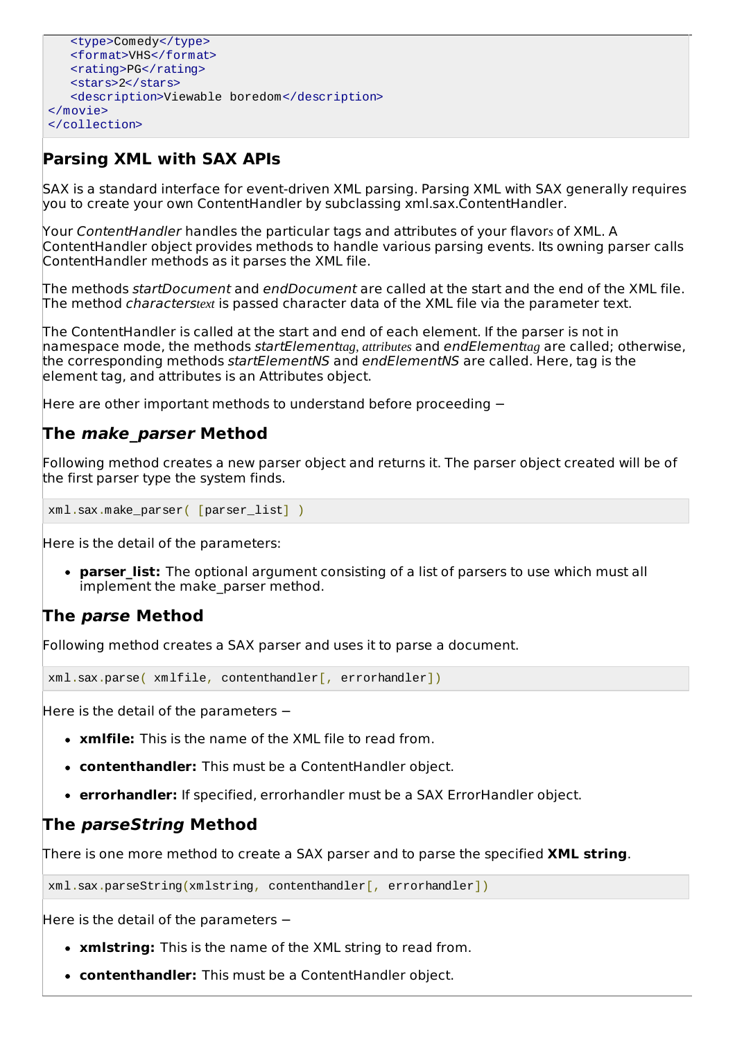```
    <type>Comedy</type>
    <format>VHS</format>
    <rating>PG</rating>
    <stars>2</stars>
    <description>Viewable boredom</description>
</movie>
</collection>
```

## Parsing XML with SAX APIs

SAX is a standard interface for event-driven XML parsing. Parsing XML with SAX generally requires you to create your own ContentHandler by subclassing xml.sax.ContentHandler.

Your *ContentHandler* handles the particular tags and attributes of your flavors of XML. A ContentHandler object provides methods to handle various parsing events. Its owning parser calls ContentHandler methods as it parses the XML file.

The methods *startDocument* and *endDocument* are called at the start and the end of the XML file. The method *characterstext* is passed character data of the XML file via the parameter text.

The ContentHandler is called at the start and end of each element. If the parser is not in namespace mode, the methods *startElementtag, attributes* and *endElementtag* are called; otherwise, the corresponding methods *startElementNS* and *endElementNS* are called. Here, tag is the element tag, and attributes is an Attributes object.

Here are other important methods to understand before proceeding −

## The *make_parser* Method

Following method creates a new parser object and returns it. The parser object created will be of the first parser type the system finds.

```
xml.sax.make_parser( [parser_list] )
```

Here is the detail of the parameters:

- **parser_list:** The optional argument consisting of a list of parsers to use which must all implement the make_parser method.

## The *parse* Method

Following method creates a SAX parser and uses it to parse a document.

```
xml.sax.parse( xmlfile, contenthandler[, errorhandler])
```

Here is the detail of the parameters −

- **xmlfile:** This is the name of the XML file to read from.
- **contenthandler:** This must be a ContentHandler object.
- **errorhandler:** If specified, errorhandler must be a SAX ErrorHandler object.

## The *parseString* Method

There is one more method to create a SAX parser and to parse the specified **XML string**.

```
xml.sax.parseString(xmlstring, contenthandler[, errorhandler])
```

Here is the detail of the parameters −

- **xmlstring:** This is the name of the XML string to read from.
- **contenthandler:** This must be a ContentHandler object.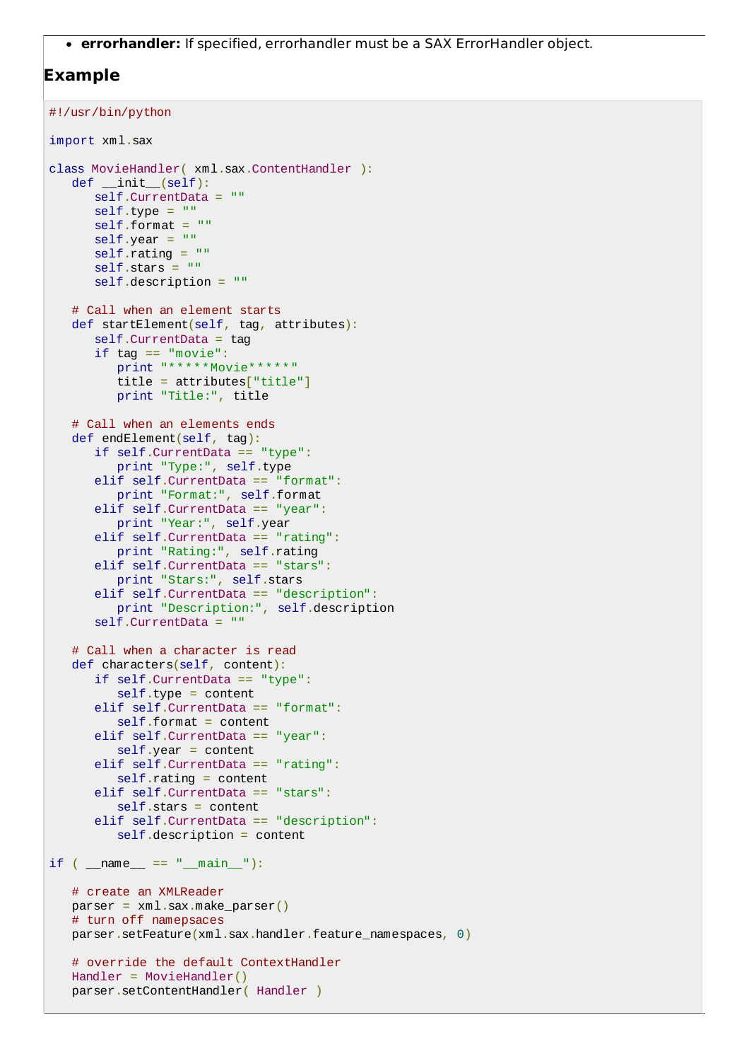- **errorhandler:** If specified, errorhandler must be a SAX ErrorHandler object.

## Example

```
#!/usr/bin/python

import xml.sax

class MovieHandler( xml.sax.ContentHandler ):
   def __init__(self):
      self.CurrentData = ""
      self.type = ""
      self.format = ""
      self.year = ""
      self.rating = ""
      self.stars = ""
      self.description = ""

   # Call when an element starts
   def startElement(self, tag, attributes):
      self.CurrentData = tag
      if tag == "movie":
         print "*****Movie*****"
         title = attributes["title"]
         print "Title:", title

   # Call when an elements ends
   def endElement(self, tag):
      if self.CurrentData == "type":
         print "Type:", self.type
      elif self.CurrentData == "format":
         print "Format:", self.format
      elif self.CurrentData == "year":
         print "Year:", self.year
      elif self.CurrentData == "rating":
         print "Rating:", self.rating
      elif self.CurrentData == "stars":
         print "Stars:", self.stars
      elif self.CurrentData == "description":
         print "Description:", self.description
      self.CurrentData = ""

   # Call when a character is read
   def characters(self, content):
      if self.CurrentData == "type":
         self.type = content
      elif self.CurrentData == "format":
         self.format = content
      elif self.CurrentData == "year":
         self.year = content
      elif self.CurrentData == "rating":
         self.rating = content
      elif self.CurrentData == "stars":
         self.stars = content
      elif self.CurrentData == "description":
         self.description = content

if ( __name__ == "__main__"):

   # create an XMLReader
   parser = xml.sax.make_parser()
   # turn off namepsaces
   parser.setFeature(xml.sax.handler.feature_namespaces, 0)

   # override the default ContextHandler
   Handler = MovieHandler()
   parser.setContentHandler( Handler )
```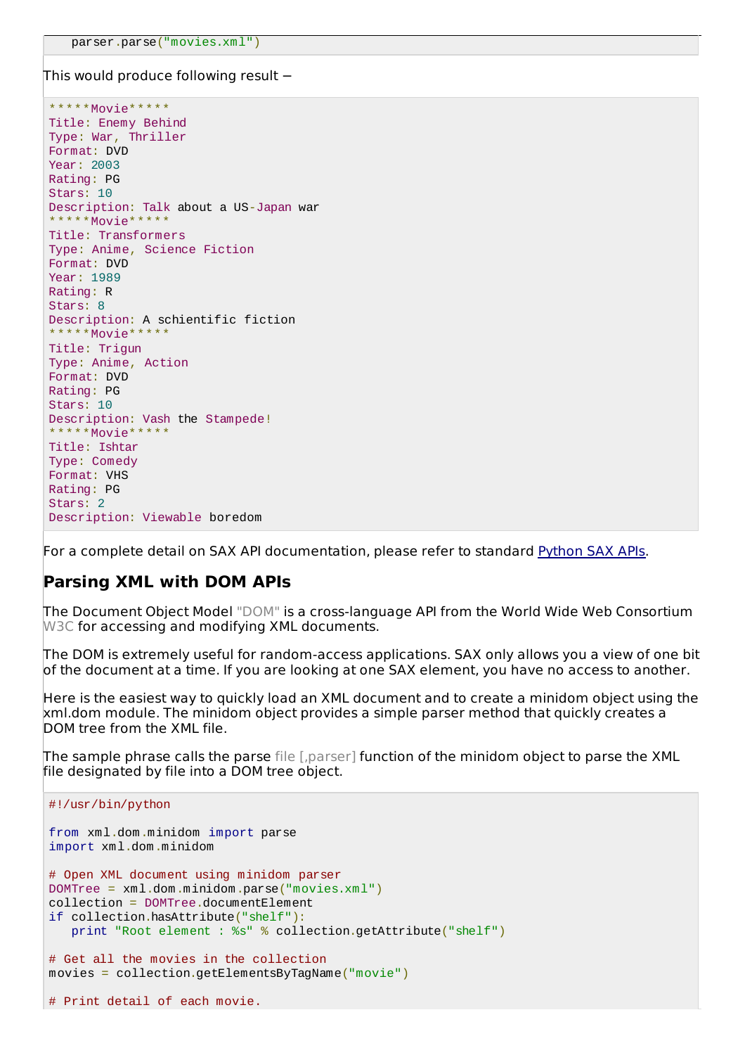```
    parser.parse("movies.xml")
```

This would produce following result −

```
*****Movie*****
Title: Enemy Behind
Type: War, Thriller
Format: DVD
Year: 2003
Rating: PG
Stars: 10
Description: Talk about a US-Japan war
*****Movie*****
Title: Transformers
Type: Anime, Science Fiction
Format: DVD
Year: 1989
Rating: R
Stars: 8
Description: A schientific fiction
*****Movie*****
Title: Trigun
Type: Anime, Action
Format: DVD
Rating: PG
Stars: 10
Description: Vash the Stampede!
*****Movie*****
Title: Ishtar
Type: Comedy
Format: VHS
Rating: PG
Stars: 2
Description: Viewable boredom
```

For a complete detail on SAX API documentation, please refer to standard Python SAX APIs.

## Parsing XML with DOM APIs

The Document Object Model "DOM" is a cross-language API from the World Wide Web Consortium W3C for accessing and modifying XML documents.

The DOM is extremely useful for random-access applications. SAX only allows you a view of one bit of the document at a time. If you are looking at one SAX element, you have no access to another.

Here is the easiest way to quickly load an XML document and to create a minidom object using the xml.dom module. The minidom object provides a simple parser method that quickly creates a DOM tree from the XML file.

The sample phrase calls the parse file [,parser] function of the minidom object to parse the XML file designated by file into a DOM tree object.

```
#!/usr/bin/python

from xml.dom.minidom import parse
import xml.dom.minidom

# Open XML document using minidom parser
DOMTree = xml.dom.minidom.parse("movies.xml")
collection = DOMTree.documentElement
if collection.hasAttribute("shelf"):
   print "Root element : %s" % collection.getAttribute("shelf")

# Get all the movies in the collection
movies = collection.getElementsByTagName("movie")

# Print detail of each movie.
```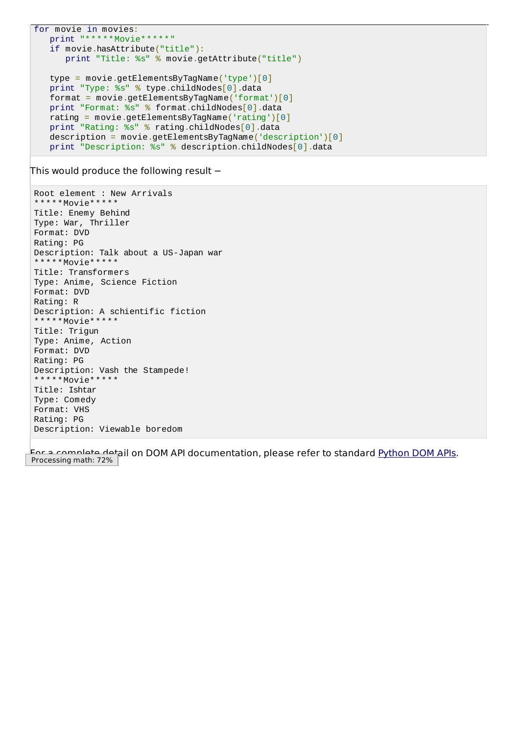```
for movie in movies:
   print "*****Movie*****"
   if movie.hasAttribute("title"):
      print "Title: %s" % movie.getAttribute("title")

   type = movie.getElementsByTagName('type')[0]
   print "Type: %s" % type.childNodes[0].data
   format = movie.getElementsByTagName('format')[0]
   print "Format: %s" % format.childNodes[0].data
   rating = movie.getElementsByTagName('rating')[0]
   print "Rating: %s" % rating.childNodes[0].data
   description = movie.getElementsByTagName('description')[0]
   print "Description: %s" % description.childNodes[0].data
```

This would produce the following result −

```
Root element : New Arrivals
*****Movie*****
Title: Enemy Behind
Type: War, Thriller
Format: DVD
Rating: PG
Description: Talk about a US-Japan war
*****Movie*****
Title: Transformers
Type: Anime, Science Fiction
Format: DVD
Rating: R
Description: A schientific fiction
*****Movie*****
Title: Trigun
Type: Anime, Action
Format: DVD
Rating: PG
Description: Vash the Stampede!
*****Movie*****
Title: Ishtar
Type: Comedy
Format: VHS
Rating: PG
Description: Viewable boredom
```

For a complete detail on DOM API documentation, please refer to standard Python DOM APIs.